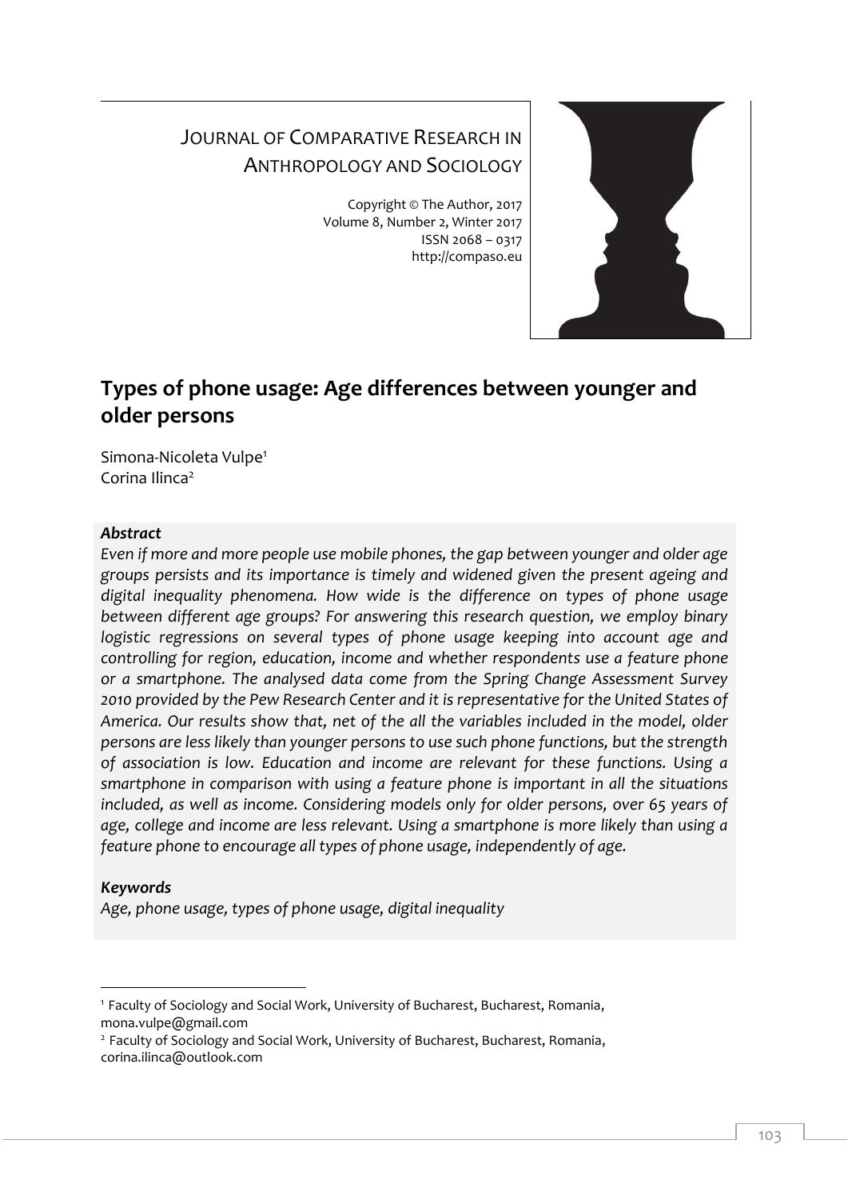JOURNAL OF COMPARATIVE RESEARCH IN ANTHROPOLOGY AND SOCIOLOGY

Copyright © The Author, 2017
Volume 8, Number 2, Winter 2017
ISSN 2068 – 0317
http://compaso.eu

# Types of phone usage: Age differences between younger and older persons

Simona-Nicoleta Vulpe[1]
Corina Ilinca[2]

### *Abstract*

*Even if more and more people use mobile phones, the gap between younger and older age groups persists and its importance is timely and widened given the present ageing and digital inequality phenomena. How wide is the difference on types of phone usage between different age groups? For answering this research question, we employ binary logistic regressions on several types of phone usage keeping into account age and controlling for region, education, income and whether respondents use a feature phone or a smartphone. The analysed data come from the Spring Change Assessment Survey 2010 provided by the Pew Research Center and it is representative for the United States of America. Our results show that, net of the all the variables included in the model, older persons are less likely than younger persons to use such phone functions, but the strength of association is low. Education and income are relevant for these functions. Using a smartphone in comparison with using a feature phone is important in all the situations included, as well as income. Considering models only for older persons, over 65 years of age, college and income are less relevant. Using a smartphone is more likely than using a feature phone to encourage all types of phone usage, independently of age.*

### *Keywords*

*Age, phone usage, types of phone usage, digital inequality*

[1] Faculty of Sociology and Social Work, University of Bucharest, Bucharest, Romania, mona.vulpe@gmail.com

[2] Faculty of Sociology and Social Work, University of Bucharest, Bucharest, Romania, corina.ilinca@outlook.com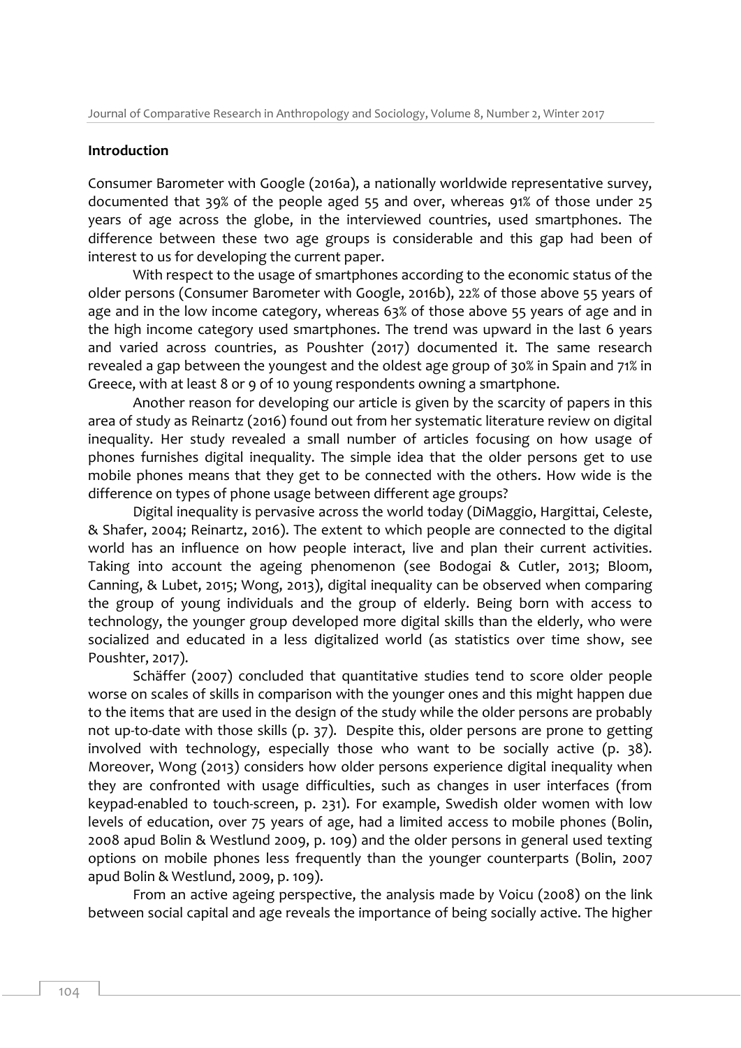## Introduction

Consumer Barometer with Google (2016a), a nationally worldwide representative survey, documented that 39% of the people aged 55 and over, whereas 91% of those under 25 years of age across the globe, in the interviewed countries, used smartphones. The difference between these two age groups is considerable and this gap had been of interest to us for developing the current paper.

With respect to the usage of smartphones according to the economic status of the older persons (Consumer Barometer with Google, 2016b), 22% of those above 55 years of age and in the low income category, whereas 63% of those above 55 years of age and in the high income category used smartphones. The trend was upward in the last 6 years and varied across countries, as Poushter (2017) documented it. The same research revealed a gap between the youngest and the oldest age group of 30% in Spain and 71% in Greece, with at least 8 or 9 of 10 young respondents owning a smartphone.

Another reason for developing our article is given by the scarcity of papers in this area of study as Reinartz (2016) found out from her systematic literature review on digital inequality. Her study revealed a small number of articles focusing on how usage of phones furnishes digital inequality. The simple idea that the older persons get to use mobile phones means that they get to be connected with the others. How wide is the difference on types of phone usage between different age groups?

Digital inequality is pervasive across the world today (DiMaggio, Hargittai, Celeste, & Shafer, 2004; Reinartz, 2016). The extent to which people are connected to the digital world has an influence on how people interact, live and plan their current activities. Taking into account the ageing phenomenon (see Bodogai & Cutler, 2013; Bloom, Canning, & Lubet, 2015; Wong, 2013), digital inequality can be observed when comparing the group of young individuals and the group of elderly. Being born with access to technology, the younger group developed more digital skills than the elderly, who were socialized and educated in a less digitalized world (as statistics over time show, see Poushter, 2017).

Schäffer (2007) concluded that quantitative studies tend to score older people worse on scales of skills in comparison with the younger ones and this might happen due to the items that are used in the design of the study while the older persons are probably not up-to-date with those skills (p. 37). Despite this, older persons are prone to getting involved with technology, especially those who want to be socially active (p. 38). Moreover, Wong (2013) considers how older persons experience digital inequality when they are confronted with usage difficulties, such as changes in user interfaces (from keypad-enabled to touch-screen, p. 231). For example, Swedish older women with low levels of education, over 75 years of age, had a limited access to mobile phones (Bolin, 2008 apud Bolin & Westlund 2009, p. 109) and the older persons in general used texting options on mobile phones less frequently than the younger counterparts (Bolin, 2007 apud Bolin & Westlund, 2009, p. 109).

From an active ageing perspective, the analysis made by Voicu (2008) on the link between social capital and age reveals the importance of being socially active. The higher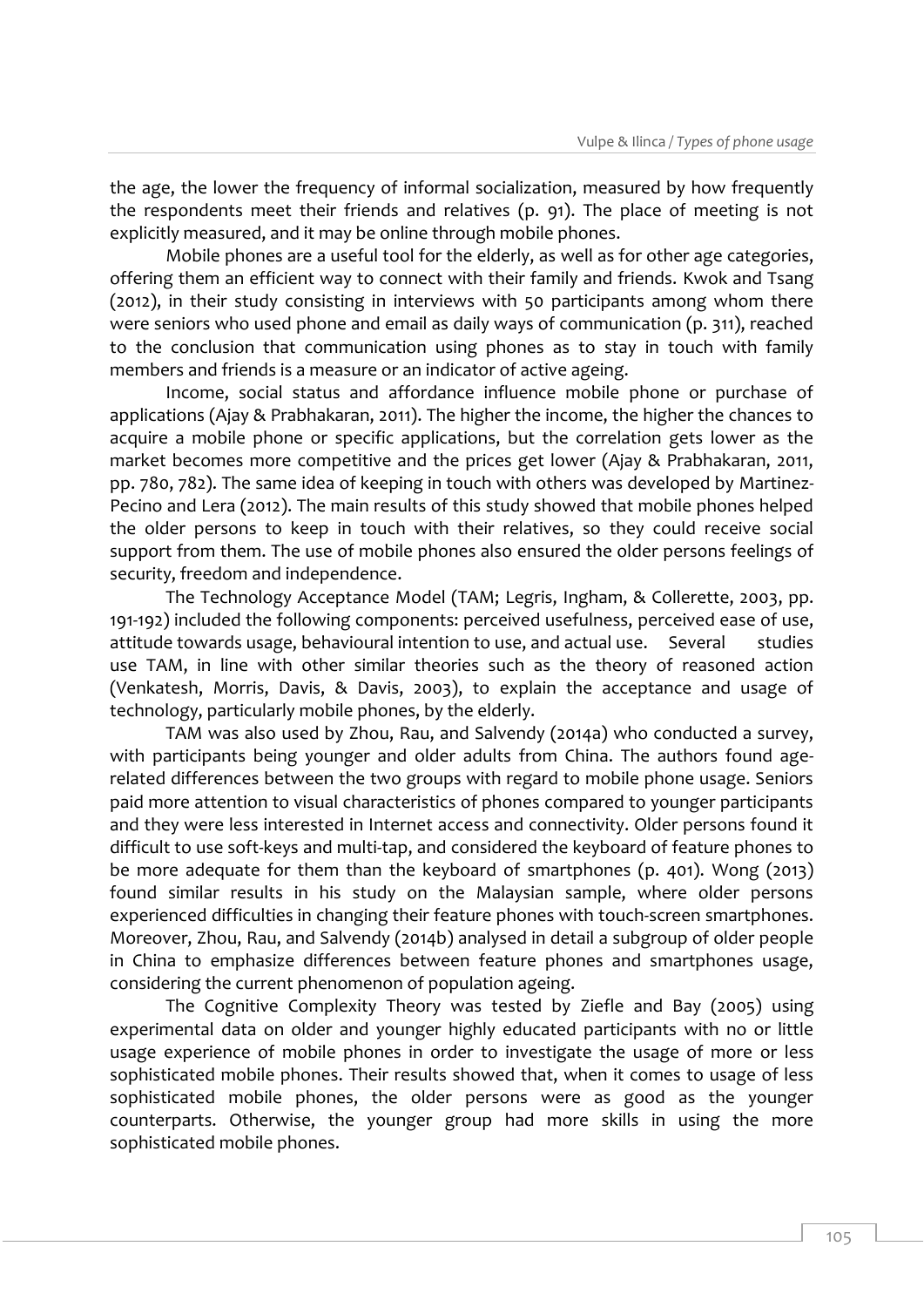the age, the lower the frequency of informal socialization, measured by how frequently the respondents meet their friends and relatives (p. 91). The place of meeting is not explicitly measured, and it may be online through mobile phones.

Mobile phones are a useful tool for the elderly, as well as for other age categories, offering them an efficient way to connect with their family and friends. Kwok and Tsang (2012), in their study consisting in interviews with 50 participants among whom there were seniors who used phone and email as daily ways of communication (p. 311), reached to the conclusion that communication using phones as to stay in touch with family members and friends is a measure or an indicator of active ageing.

Income, social status and affordance influence mobile phone or purchase of applications (Ajay & Prabhakaran, 2011). The higher the income, the higher the chances to acquire a mobile phone or specific applications, but the correlation gets lower as the market becomes more competitive and the prices get lower (Ajay & Prabhakaran, 2011, pp. 780, 782). The same idea of keeping in touch with others was developed by Martinez-Pecino and Lera (2012). The main results of this study showed that mobile phones helped the older persons to keep in touch with their relatives, so they could receive social support from them. The use of mobile phones also ensured the older persons feelings of security, freedom and independence.

The Technology Acceptance Model (TAM; Legris, Ingham, & Collerette, 2003, pp. 191-192) included the following components: perceived usefulness, perceived ease of use, attitude towards usage, behavioural intention to use, and actual use. Several studies use TAM, in line with other similar theories such as the theory of reasoned action (Venkatesh, Morris, Davis, & Davis, 2003), to explain the acceptance and usage of technology, particularly mobile phones, by the elderly.

TAM was also used by Zhou, Rau, and Salvendy (2014a) who conducted a survey, with participants being younger and older adults from China. The authors found age-related differences between the two groups with regard to mobile phone usage. Seniors paid more attention to visual characteristics of phones compared to younger participants and they were less interested in Internet access and connectivity. Older persons found it difficult to use soft-keys and multi-tap, and considered the keyboard of feature phones to be more adequate for them than the keyboard of smartphones (p. 401). Wong (2013) found similar results in his study on the Malaysian sample, where older persons experienced difficulties in changing their feature phones with touch-screen smartphones. Moreover, Zhou, Rau, and Salvendy (2014b) analysed in detail a subgroup of older people in China to emphasize differences between feature phones and smartphones usage, considering the current phenomenon of population ageing.

The Cognitive Complexity Theory was tested by Ziefle and Bay (2005) using experimental data on older and younger highly educated participants with no or little usage experience of mobile phones in order to investigate the usage of more or less sophisticated mobile phones. Their results showed that, when it comes to usage of less sophisticated mobile phones, the older persons were as good as the younger counterparts. Otherwise, the younger group had more skills in using the more sophisticated mobile phones.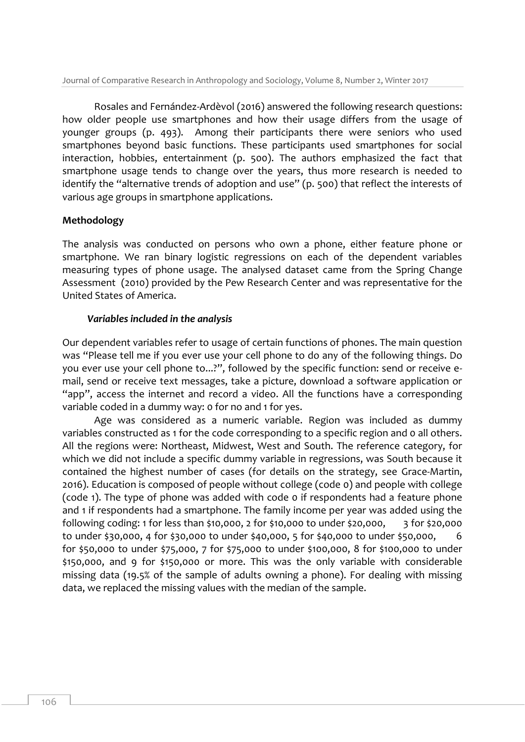Rosales and Fernández-Ardèvol (2016) answered the following research questions: how older people use smartphones and how their usage differs from the usage of younger groups (p. 493). Among their participants there were seniors who used smartphones beyond basic functions. These participants used smartphones for social interaction, hobbies, entertainment (p. 500). The authors emphasized the fact that smartphone usage tends to change over the years, thus more research is needed to identify the "alternative trends of adoption and use" (p. 500) that reflect the interests of various age groups in smartphone applications.

## Methodology

The analysis was conducted on persons who own a phone, either feature phone or smartphone. We ran binary logistic regressions on each of the dependent variables measuring types of phone usage. The analysed dataset came from the Spring Change Assessment (2010) provided by the Pew Research Center and was representative for the United States of America.

### *Variables included in the analysis*

Our dependent variables refer to usage of certain functions of phones. The main question was "Please tell me if you ever use your cell phone to do any of the following things. Do you ever use your cell phone to...?", followed by the specific function: send or receive e-mail, send or receive text messages, take a picture, download a software application or "app", access the internet and record a video. All the functions have a corresponding variable coded in a dummy way: 0 for no and 1 for yes.

Age was considered as a numeric variable. Region was included as dummy variables constructed as 1 for the code corresponding to a specific region and 0 all others. All the regions were: Northeast, Midwest, West and South. The reference category, for which we did not include a specific dummy variable in regressions, was South because it contained the highest number of cases (for details on the strategy, see Grace-Martin, 2016). Education is composed of people without college (code 0) and people with college (code 1). The type of phone was added with code 0 if respondents had a feature phone and 1 if respondents had a smartphone. The family income per year was added using the following coding: 1 for less than \$10,000, 2 for \$10,000 to under \$20,000, 3 for \$20,000 to under \$30,000, 4 for \$30,000 to under \$40,000, 5 for \$40,000 to under \$50,000, 6 for \$50,000 to under \$75,000, 7 for \$75,000 to under \$100,000, 8 for \$100,000 to under \$150,000, and 9 for \$150,000 or more. This was the only variable with considerable missing data (19.5% of the sample of adults owning a phone). For dealing with missing data, we replaced the missing values with the median of the sample.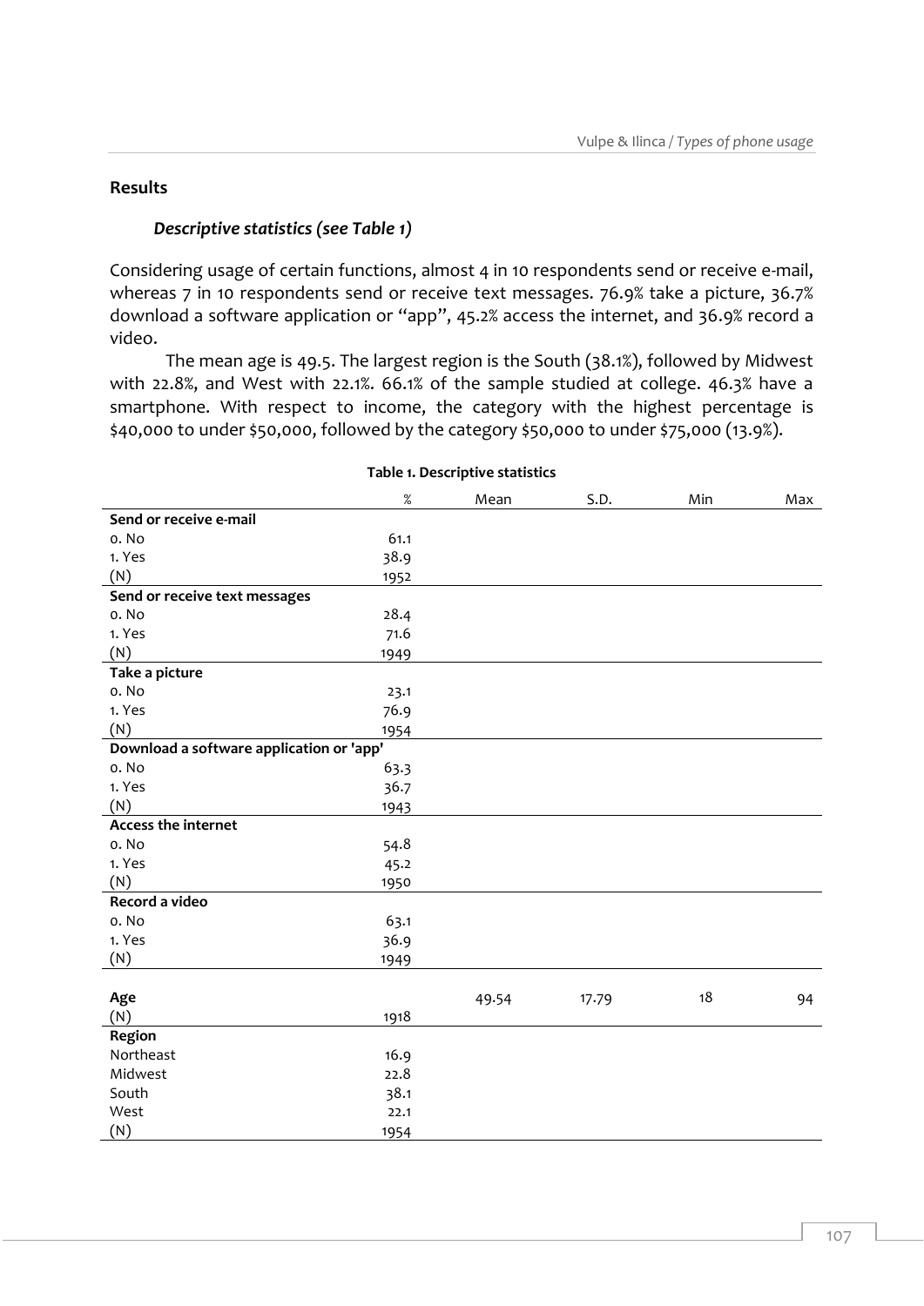## Results

### *Descriptive statistics (see Table 1)*

Considering usage of certain functions, almost 4 in 10 respondents send or receive e-mail, whereas 7 in 10 respondents send or receive text messages. 76.9% take a picture, 36.7% download a software application or "app", 45.2% access the internet, and 36.9% record a video.

The mean age is 49.5. The largest region is the South (38.1%), followed by Midwest with 22.8%, and West with 22.1%. 66.1% of the sample studied at college. 46.3% have a smartphone. With respect to income, the category with the highest percentage is $40,000 to under $50,000, followed by the category $50,000 to under $75,000 (13.9%).

**Table 1. Descriptive statistics**

| | % | Mean | S.D. | Min | Max |
|---|---|---|---|---|---|
| **Send or receive e-mail** | | | | | |
| 0. No | 61.1 | | | | |
| 1. Yes | 38.9 | | | | |
| (N) | 1952 | | | | |
| **Send or receive text messages** | | | | | |
| 0. No | 28.4 | | | | |
| 1. Yes | 71.6 | | | | |
| (N) | 1949 | | | | |
| **Take a picture** | | | | | |
| 0. No | 23.1 | | | | |
| 1. Yes | 76.9 | | | | |
| (N) | 1954 | | | | |
| **Download a software application or 'app'** | | | | | |
| 0. No | 63.3 | | | | |
| 1. Yes | 36.7 | | | | |
| (N) | 1943 | | | | |
| **Access the internet** | | | | | |
| 0. No | 54.8 | | | | |
| 1. Yes | 45.2 | | | | |
| (N) | 1950 | | | | |
| **Record a video** | | | | | |
| 0. No | 63.1 | | | | |
| 1. Yes | 36.9 | | | | |
| (N) | 1949 | | | | |
| **Age** | | 49.54 | 17.79 | 18 | 94 |
| (N) | 1918 | | | | |
| **Region** | | | | | |
| Northeast | 16.9 | | | | |
| Midwest | 22.8 | | | | |
| South | 38.1 | | | | |
| West | 22.1 | | | | |
| (N) | 1954 | | | | |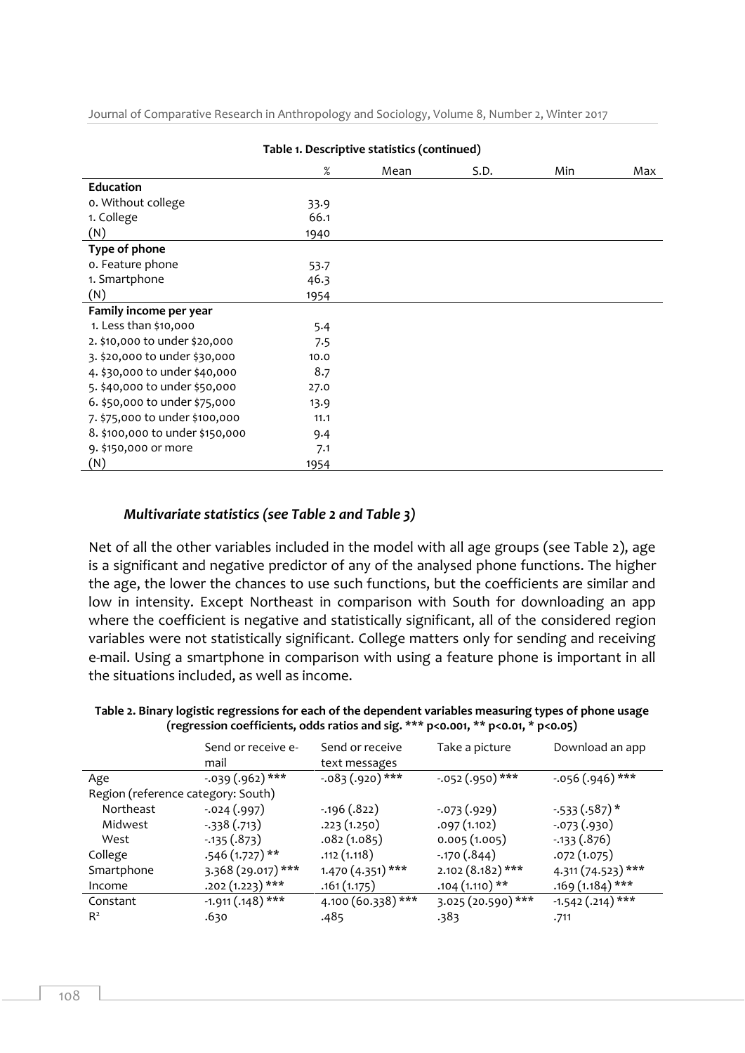**Table 1. Descriptive statistics (continued)**

| | % | Mean | S.D. | Min | Max |
|---|---|---|---|---|---|
| **Education** | | | | | |
| 0. Without college | 33.9 | | | | |
| 1. College | 66.1 | | | | |
| (N) | 1940 | | | | |
| **Type of phone** | | | | | |
| 0. Feature phone | 53.7 | | | | |
| 1. Smartphone | 46.3 | | | | |
| (N) | 1954 | | | | |
| **Family income per year** | | | | | |
| 1. Less than $10,000 | 5.4 | | | | |
| 2. $10,000 to under $20,000 | 7.5 | | | | |
| 3. $20,000 to under $30,000 | 10.0 | | | | |
| 4. $30,000 to under $40,000 | 8.7 | | | | |
| 5. $40,000 to under $50,000 | 27.0 | | | | |
| 6. $50,000 to under $75,000 | 13.9 | | | | |
| 7. $75,000 to under $100,000 | 11.1 | | | | |
| 8. $100,000 to under $150,000 | 9.4 | | | | |
| 9. $150,000 or more | 7.1 | | | | |
| (N) | 1954 | | | | |

### *Multivariate statistics (see Table 2 and Table 3)*

Net of all the other variables included in the model with all age groups (see Table 2), age is a significant and negative predictor of any of the analysed phone functions. The higher the age, the lower the chances to use such functions, but the coefficients are similar and low in intensity. Except Northeast in comparison with South for downloading an app where the coefficient is negative and statistically significant, all of the considered region variables were not statistically significant. College matters only for sending and receiving e-mail. Using a smartphone in comparison with using a feature phone is important in all the situations included, as well as income.

**Table 2. Binary logistic regressions for each of the dependent variables measuring types of phone usage (regression coefficients, odds ratios and sig. *** p<0.001, ** p<0.01, * p<0.05)**

| | Send or receive e-mail | Send or receive text messages | Take a picture | Download an app |
|---|---|---|---|---|
| Age | -.039 (.962) *** | -.083 (.920) *** | -.052 (.950) *** | -.056 (.946) *** |
| Region (reference category: South) | | | | |
| Northeast | -.024 (.997) | -.196 (.822) | -.073 (.929) | -.533 (.587) * |
| Midwest | -.338 (.713) | .223 (1.250) | .097 (1.102) | -.073 (.930) |
| West | -.135 (.873) | .082 (1.085) | 0.005 (1.005) | -.133 (.876) |
| College | .546 (1.727) ** | .112 (1.118) | -.170 (.844) | .072 (1.075) |
| Smartphone | 3.368 (29.017) *** | 1.470 (4.351) *** | 2.102 (8.182) *** | 4.311 (74.523) *** |
| Income | .202 (1.223) *** | .161 (1.175) | .104 (1.110) ** | .169 (1.184) *** |
| Constant | -1.911 (.148) *** | 4.100 (60.338) *** | 3.025 (20.590) *** | -1.542 (.214) *** |
| $R^2$ | .630 | .485 | .383 | .711 |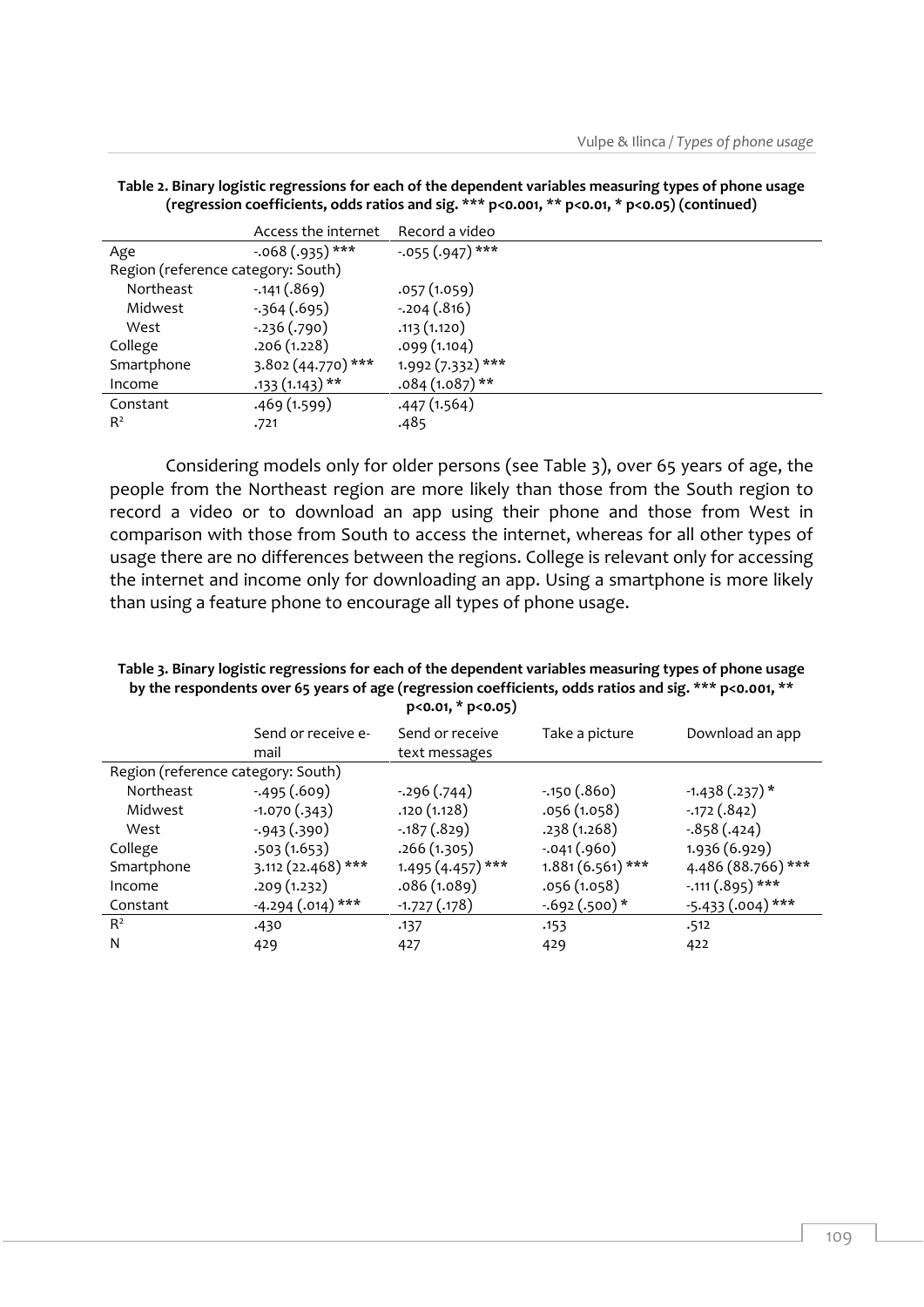**Table 2. Binary logistic regressions for each of the dependent variables measuring types of phone usage (regression coefficients, odds ratios and sig. *** p<0.001, ** p<0.01, * p<0.05) (continued)**

| | Access the internet | Record a video |
|---|---|---|
| Age | -.068 (.935) *** | -.055 (.947) *** |
| Region (reference category: South) | | |
| Northeast | -.141 (.869) | .057 (1.059) |
| Midwest | -.364 (.695) | -.204 (.816) |
| West | -.236 (.790) | .113 (1.120) |
| College | .206 (1.228) | .099 (1.104) |
| Smartphone | 3.802 (44.770) *** | 1.992 (7.332) *** |
| Income | .133 (1.143) ** | .084 (1.087) ** |
| Constant | .469 (1.599) | .447 (1.564) |
| $R^2$ | .721 | .485 |

Considering models only for older persons (see Table 3), over 65 years of age, the people from the Northeast region are more likely than those from the South region to record a video or to download an app using their phone and those from West in comparison with those from South to access the internet, whereas for all other types of usage there are no differences between the regions. College is relevant only for accessing the internet and income only for downloading an app. Using a smartphone is more likely than using a feature phone to encourage all types of phone usage.

**Table 3. Binary logistic regressions for each of the dependent variables measuring types of phone usage by the respondents over 65 years of age (regression coefficients, odds ratios and sig. *** p<0.001, ** p<0.01, * p<0.05)**

| | Send or receive e-mail | Send or receive text messages | Take a picture | Download an app |
|---|---|---|---|---|
| Region (reference category: South) | | | | |
| Northeast | -.495 (.609) | -.296 (.744) | -.150 (.860) | -1.438 (.237) * |
| Midwest | -1.070 (.343) | .120 (1.128) | .056 (1.058) | -.172 (.842) |
| West | -.943 (.390) | -.187 (.829) | .238 (1.268) | -.858 (.424) |
| College | .503 (1.653) | .266 (1.305) | -.041 (.960) | 1.936 (6.929) |
| Smartphone | 3.112 (22.468) *** | 1.495 (4.457) *** | 1.881 (6.561) *** | 4.486 (88.766) *** |
| Income | .209 (1.232) | .086 (1.089) | .056 (1.058) | -.111 (.895) *** |
| Constant | -4.294 (.014) *** | -1.727 (.178) | -.692 (.500) * | -5.433 (.004) *** |
| $R^2$ | .430 | .137 | .153 | .512 |
| N | 429 | 427 | 429 | 422 |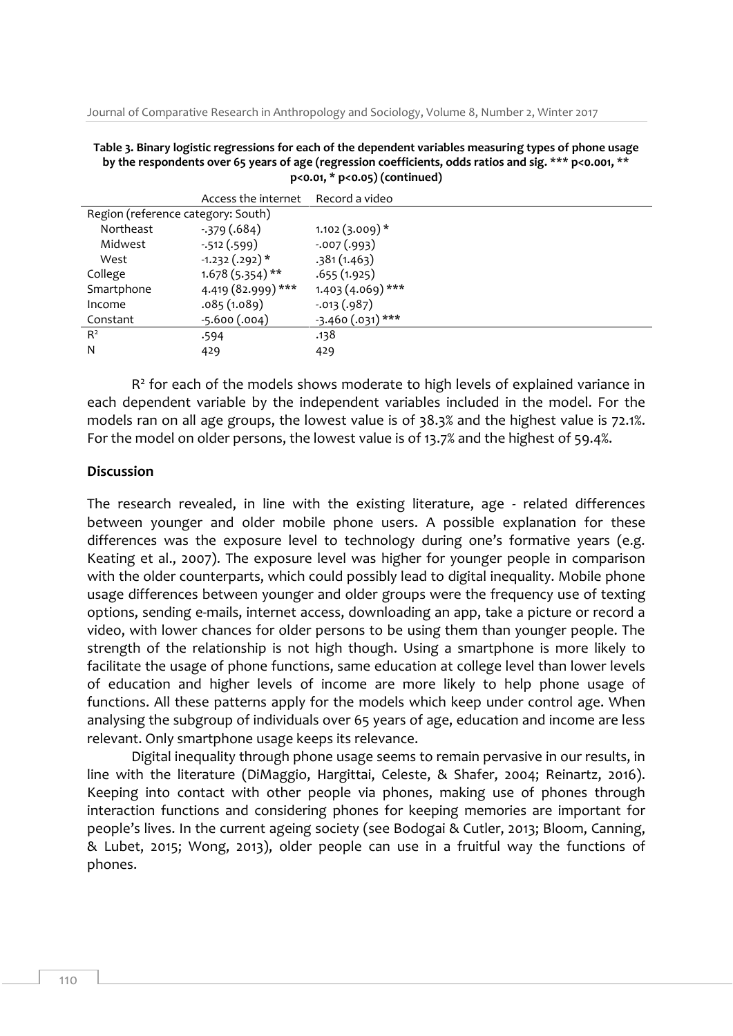**Table 3. Binary logistic regressions for each of the dependent variables measuring types of phone usage by the respondents over 65 years of age (regression coefficients, odds ratios and sig. *** p<0.001, ** p<0.01, * p<0.05) (continued)**

| | Access the internet | Record a video |
|---|---|---|
| Region (reference category: South) | | |
| Northeast | -.379 (.684) | 1.102 (3.009) * |
| Midwest | -.512 (.599) | -.007 (.993) |
| West | -1.232 (.292) * | .381 (1.463) |
| College | 1.678 (5.354) ** | .655 (1.925) |
| Smartphone | 4.419 (82.999) *** | 1.403 (4.069) *** |
| Income | .085 (1.089) | -.013 (.987) |
| Constant | -5.600 (.004) | -3.460 (.031) *** |
| $R^2$ | .594 | .138 |
| N | 429 | 429 |

$R^2$ for each of the models shows moderate to high levels of explained variance in each dependent variable by the independent variables included in the model. For the models ran on all age groups, the lowest value is of 38.3% and the highest value is 72.1%. For the model on older persons, the lowest value is of 13.7% and the highest of 59.4%.

## Discussion

The research revealed, in line with the existing literature, age - related differences between younger and older mobile phone users. A possible explanation for these differences was the exposure level to technology during one's formative years (e.g. Keating et al., 2007). The exposure level was higher for younger people in comparison with the older counterparts, which could possibly lead to digital inequality. Mobile phone usage differences between younger and older groups were the frequency use of texting options, sending e-mails, internet access, downloading an app, take a picture or record a video, with lower chances for older persons to be using them than younger people. The strength of the relationship is not high though. Using a smartphone is more likely to facilitate the usage of phone functions, same education at college level than lower levels of education and higher levels of income are more likely to help phone usage of functions. All these patterns apply for the models which keep under control age. When analysing the subgroup of individuals over 65 years of age, education and income are less relevant. Only smartphone usage keeps its relevance.

Digital inequality through phone usage seems to remain pervasive in our results, in line with the literature (DiMaggio, Hargittai, Celeste, & Shafer, 2004; Reinartz, 2016). Keeping into contact with other people via phones, making use of phones through interaction functions and considering phones for keeping memories are important for people's lives. In the current ageing society (see Bodogai & Cutler, 2013; Bloom, Canning, & Lubet, 2015; Wong, 2013), older people can use in a fruitful way the functions of phones.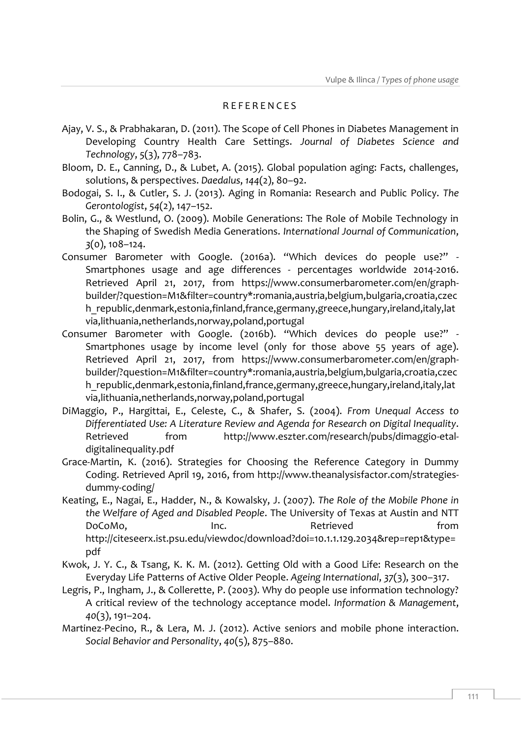## REFERENCES

Ajay, V. S., & Prabhakaran, D. (2011). The Scope of Cell Phones in Diabetes Management in Developing Country Health Care Settings. *Journal of Diabetes Science and Technology*, *5*(3), 778–783.

Bloom, D. E., Canning, D., & Lubet, A. (2015). Global population aging: Facts, challenges, solutions, & perspectives. *Daedalus*, *144*(2), 80–92.

Bodogai, S. I., & Cutler, S. J. (2013). Aging in Romania: Research and Public Policy. *The Gerontologist*, *54*(2), 147–152.

Bolin, G., & Westlund, O. (2009). Mobile Generations: The Role of Mobile Technology in the Shaping of Swedish Media Generations. *International Journal of Communication*, *3*(0), 108–124.

Consumer Barometer with Google. (2016a). "Which devices do people use?" - Smartphones usage and age differences - percentages worldwide 2014-2016. Retrieved April 21, 2017, from https://www.consumerbarometer.com/en/graph-builder/?question=M1&filter=country*:romania,austria,belgium,bulgaria,croatia,czech_republic,denmark,estonia,finland,france,germany,greece,hungary,ireland,italy,latvia,lithuania,netherlands,norway,poland,portugal

Consumer Barometer with Google. (2016b). "Which devices do people use?" - Smartphones usage by income level (only for those above 55 years of age). Retrieved April 21, 2017, from https://www.consumerbarometer.com/en/graph-builder/?question=M1&filter=country*:romania,austria,belgium,bulgaria,croatia,czech_republic,denmark,estonia,finland,france,germany,greece,hungary,ireland,italy,latvia,lithuania,netherlands,norway,poland,portugal

DiMaggio, P., Hargittai, E., Celeste, C., & Shafer, S. (2004). *From Unequal Access to Differentiated Use: A Literature Review and Agenda for Research on Digital Inequality*. Retrieved from http://www.eszter.com/research/pubs/dimaggio-etal-digitalinequality.pdf

Grace-Martin, K. (2016). Strategies for Choosing the Reference Category in Dummy Coding. Retrieved April 19, 2016, from http://www.theanalysisfactor.com/strategies-dummy-coding/

Keating, E., Nagai, E., Hadder, N., & Kowalsky, J. (2007). *The Role of the Mobile Phone in the Welfare of Aged and Disabled People*. The University of Texas at Austin and NTT DoCoMo, Inc. Retrieved from http://citeseerx.ist.psu.edu/viewdoc/download?doi=10.1.1.129.2034&rep=rep1&type=pdf

Kwok, J. Y. C., & Tsang, K. K. M. (2012). Getting Old with a Good Life: Research on the Everyday Life Patterns of Active Older People. *Ageing International*, *37*(3), 300–317.

Legris, P., Ingham, J., & Collerette, P. (2003). Why do people use information technology? A critical review of the technology acceptance model. *Information & Management*, *40*(3), 191–204.

Martinez-Pecino, R., & Lera, M. J. (2012). Active seniors and mobile phone interaction. *Social Behavior and Personality*, *40*(5), 875–880.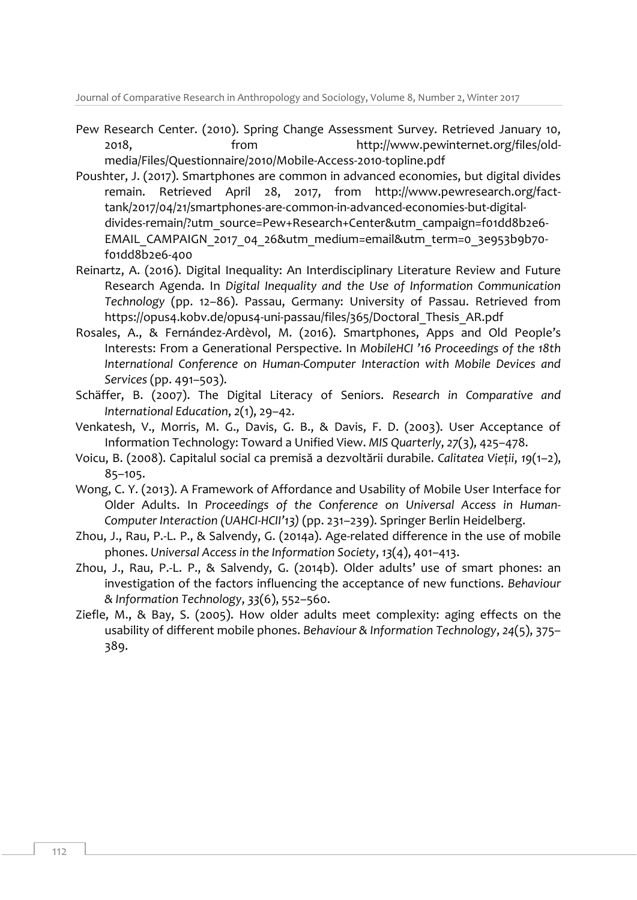Pew Research Center. (2010). Spring Change Assessment Survey. Retrieved January 10, 2018, from http://www.pewinternet.org/files/old-media/Files/Questionnaire/2010/Mobile-Access-2010-topline.pdf

Poushter, J. (2017). Smartphones are common in advanced economies, but digital divides remain. Retrieved April 28, 2017, from http://www.pewresearch.org/fact-tank/2017/04/21/smartphones-are-common-in-advanced-economies-but-digital-divides-remain/?utm_source=Pew+Research+Center&utm_campaign=f01dd8b2e6-EMAIL_CAMPAIGN_2017_04_26&utm_medium=email&utm_term=0_3e953b9b70-f01dd8b2e6-400

Reinartz, A. (2016). Digital Inequality: An Interdisciplinary Literature Review and Future Research Agenda. In *Digital Inequality and the Use of Information Communication Technology* (pp. 12–86). Passau, Germany: University of Passau. Retrieved from https://opus4.kobv.de/opus4-uni-passau/files/365/Doctoral_Thesis_AR.pdf

Rosales, A., & Fernández-Ardèvol, M. (2016). Smartphones, Apps and Old People's Interests: From a Generational Perspective. In *MobileHCI '16 Proceedings of the 18th International Conference on Human-Computer Interaction with Mobile Devices and Services* (pp. 491–503).

Schäffer, B. (2007). The Digital Literacy of Seniors. *Research in Comparative and International Education*, *2*(1), 29–42.

Venkatesh, V., Morris, M. G., Davis, G. B., & Davis, F. D. (2003). User Acceptance of Information Technology: Toward a Unified View. *MIS Quarterly*, *27*(3), 425–478.

Voicu, B. (2008). Capitalul social ca premisă a dezvoltării durabile. *Calitatea Vieții*, *19*(1–2), 85–105.

Wong, C. Y. (2013). A Framework of Affordance and Usability of Mobile User Interface for Older Adults. In *Proceedings of the Conference on Universal Access in Human-Computer Interaction (UAHCI-HCII'13)* (pp. 231–239). Springer Berlin Heidelberg.

Zhou, J., Rau, P.-L. P., & Salvendy, G. (2014a). Age-related difference in the use of mobile phones. *Universal Access in the Information Society*, *13*(4), 401–413.

Zhou, J., Rau, P.-L. P., & Salvendy, G. (2014b). Older adults' use of smart phones: an investigation of the factors influencing the acceptance of new functions. *Behaviour & Information Technology*, *33*(6), 552–560.

Ziefle, M., & Bay, S. (2005). How older adults meet complexity: aging effects on the usability of different mobile phones. *Behaviour & Information Technology*, *24*(5), 375–389.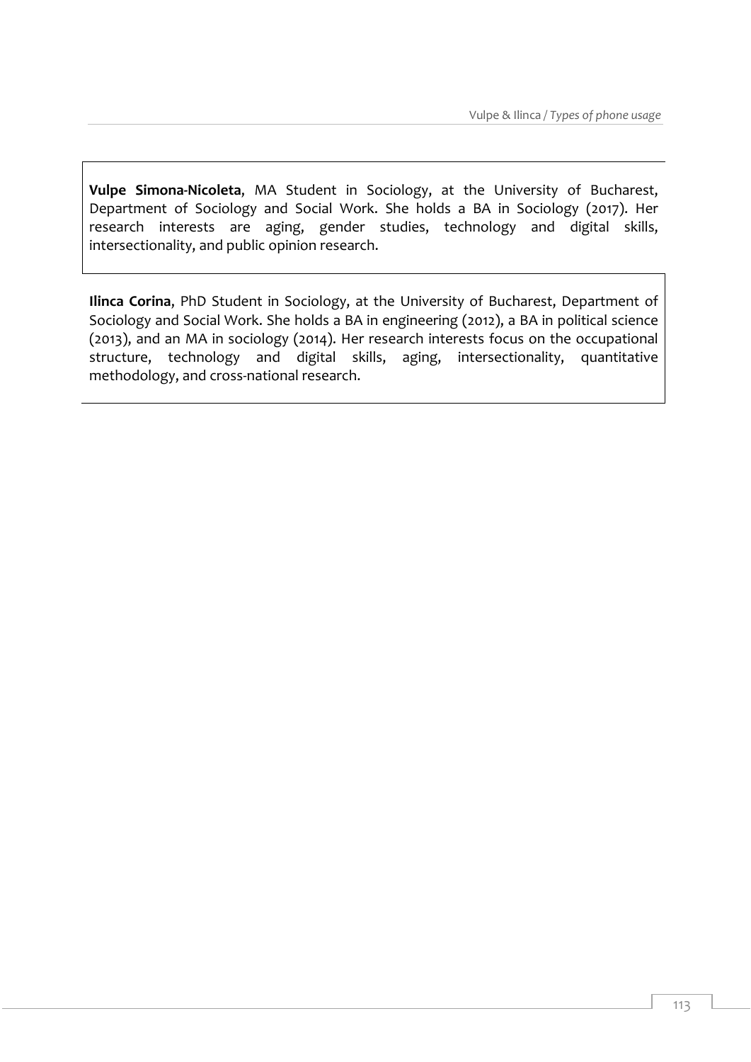**Vulpe Simona-Nicoleta**, MA Student in Sociology, at the University of Bucharest, Department of Sociology and Social Work. She holds a BA in Sociology (2017). Her research interests are aging, gender studies, technology and digital skills, intersectionality, and public opinion research.

**Ilinca Corina**, PhD Student in Sociology, at the University of Bucharest, Department of Sociology and Social Work. She holds a BA in engineering (2012), a BA in political science (2013), and an MA in sociology (2014). Her research interests focus on the occupational structure, technology and digital skills, aging, intersectionality, quantitative methodology, and cross-national research.